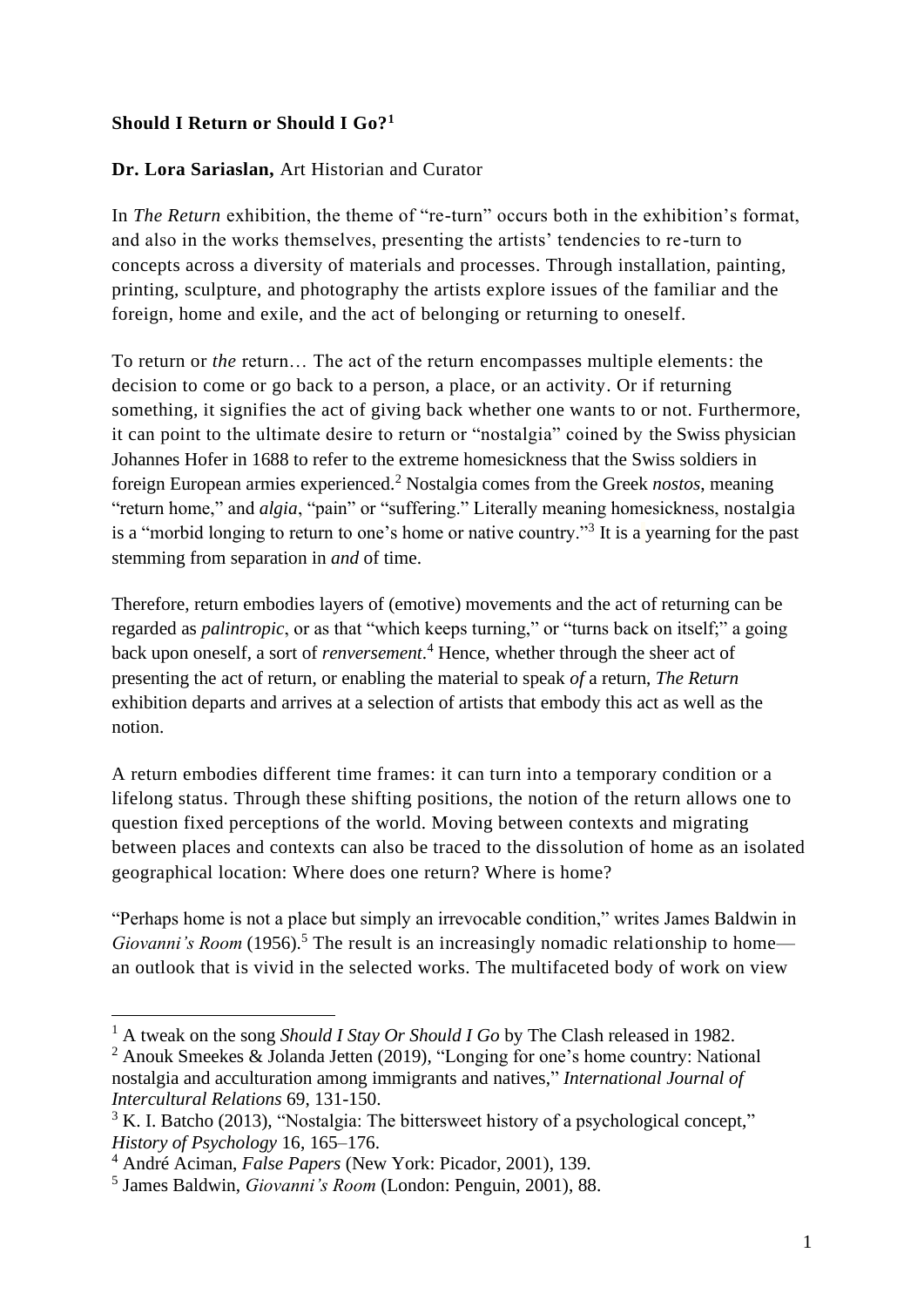**Should I Return or Should I Go?**[1]

**Dr. Lora Sariaslan,** Art Historian and Curator

In *The Return* exhibition, the theme of "re-turn" occurs both in the exhibition's format, and also in the works themselves, presenting the artists' tendencies to re-turn to concepts across a diversity of materials and processes. Through installation, painting, printing, sculpture, and photography the artists explore issues of the familiar and the foreign, home and exile, and the act of belonging or returning to oneself.

To return or *the* return… The act of the return encompasses multiple elements: the decision to come or go back to a person, a place, or an activity. Or if returning something, it signifies the act of giving back whether one wants to or not. Furthermore, it can point to the ultimate desire to return or "nostalgia" coined by the Swiss physician Johannes Hofer in 1688 to refer to the extreme homesickness that the Swiss soldiers in foreign European armies experienced.[2] Nostalgia comes from the Greek *nostos*, meaning "return home," and *algia*, "pain" or "suffering." Literally meaning homesickness, nostalgia is a "morbid longing to return to one's home or native country."[3] It is a yearning for the past stemming from separation in *and* of time.

Therefore, return embodies layers of (emotive) movements and the act of returning can be regarded as *palintropic*, or as that "which keeps turning," or "turns back on itself;" a going back upon oneself, a sort of *renversement*.[4] Hence, whether through the sheer act of presenting the act of return, or enabling the material to speak *of* a return, *The Return* exhibition departs and arrives at a selection of artists that embody this act as well as the notion.

A return embodies different time frames: it can turn into a temporary condition or a lifelong status. Through these shifting positions, the notion of the return allows one to question fixed perceptions of the world. Moving between contexts and migrating between places and contexts can also be traced to the dissolution of home as an isolated geographical location: Where does one return? Where is home?

"Perhaps home is not a place but simply an irrevocable condition," writes James Baldwin in *Giovanni's Room* (1956).[5] The result is an increasingly nomadic relationship to home—an outlook that is vivid in the selected works. The multifaceted body of work on view

---

[1] A tweak on the song *Should I Stay Or Should I Go* by The Clash released in 1982.

[2] Anouk Smeekes & Jolanda Jetten (2019), "Longing for one's home country: National nostalgia and acculturation among immigrants and natives," *International Journal of Intercultural Relations* 69, 131-150.

[3] K. I. Batcho (2013), "Nostalgia: The bittersweet history of a psychological concept," *History of Psychology* 16, 165–176.

[4] André Aciman, *False Papers* (New York: Picador, 2001), 139.

[5] James Baldwin, *Giovanni's Room* (London: Penguin, 2001), 88.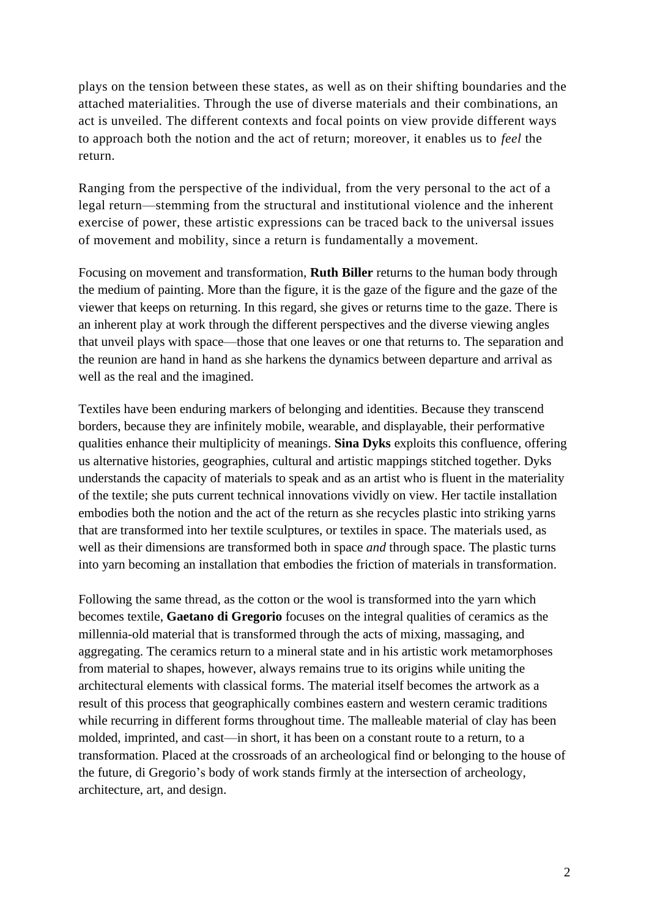plays on the tension between these states, as well as on their shifting boundaries and the attached materialities. Through the use of diverse materials and their combinations, an act is unveiled. The different contexts and focal points on view provide different ways to approach both the notion and the act of return; moreover, it enables us to *feel* the return.

Ranging from the perspective of the individual, from the very personal to the act of a legal return—stemming from the structural and institutional violence and the inherent exercise of power, these artistic expressions can be traced back to the universal issues of movement and mobility, since a return is fundamentally a movement.

Focusing on movement and transformation, **Ruth Biller** returns to the human body through the medium of painting. More than the figure, it is the gaze of the figure and the gaze of the viewer that keeps on returning. In this regard, she gives or returns time to the gaze. There is an inherent play at work through the different perspectives and the diverse viewing angles that unveil plays with space—those that one leaves or one that returns to. The separation and the reunion are hand in hand as she harkens the dynamics between departure and arrival as well as the real and the imagined.

Textiles have been enduring markers of belonging and identities. Because they transcend borders, because they are infinitely mobile, wearable, and displayable, their performative qualities enhance their multiplicity of meanings. **Sina Dyks** exploits this confluence, offering us alternative histories, geographies, cultural and artistic mappings stitched together. Dyks understands the capacity of materials to speak and as an artist who is fluent in the materiality of the textile; she puts current technical innovations vividly on view. Her tactile installation embodies both the notion and the act of the return as she recycles plastic into striking yarns that are transformed into her textile sculptures, or textiles in space. The materials used, as well as their dimensions are transformed both in space *and* through space. The plastic turns into yarn becoming an installation that embodies the friction of materials in transformation.

Following the same thread, as the cotton or the wool is transformed into the yarn which becomes textile, **Gaetano di Gregorio** focuses on the integral qualities of ceramics as the millennia-old material that is transformed through the acts of mixing, massaging, and aggregating. The ceramics return to a mineral state and in his artistic work metamorphoses from material to shapes, however, always remains true to its origins while uniting the architectural elements with classical forms. The material itself becomes the artwork as a result of this process that geographically combines eastern and western ceramic traditions while recurring in different forms throughout time. The malleable material of clay has been molded, imprinted, and cast—in short, it has been on a constant route to a return, to a transformation. Placed at the crossroads of an archeological find or belonging to the house of the future, di Gregorio's body of work stands firmly at the intersection of archeology, architecture, art, and design.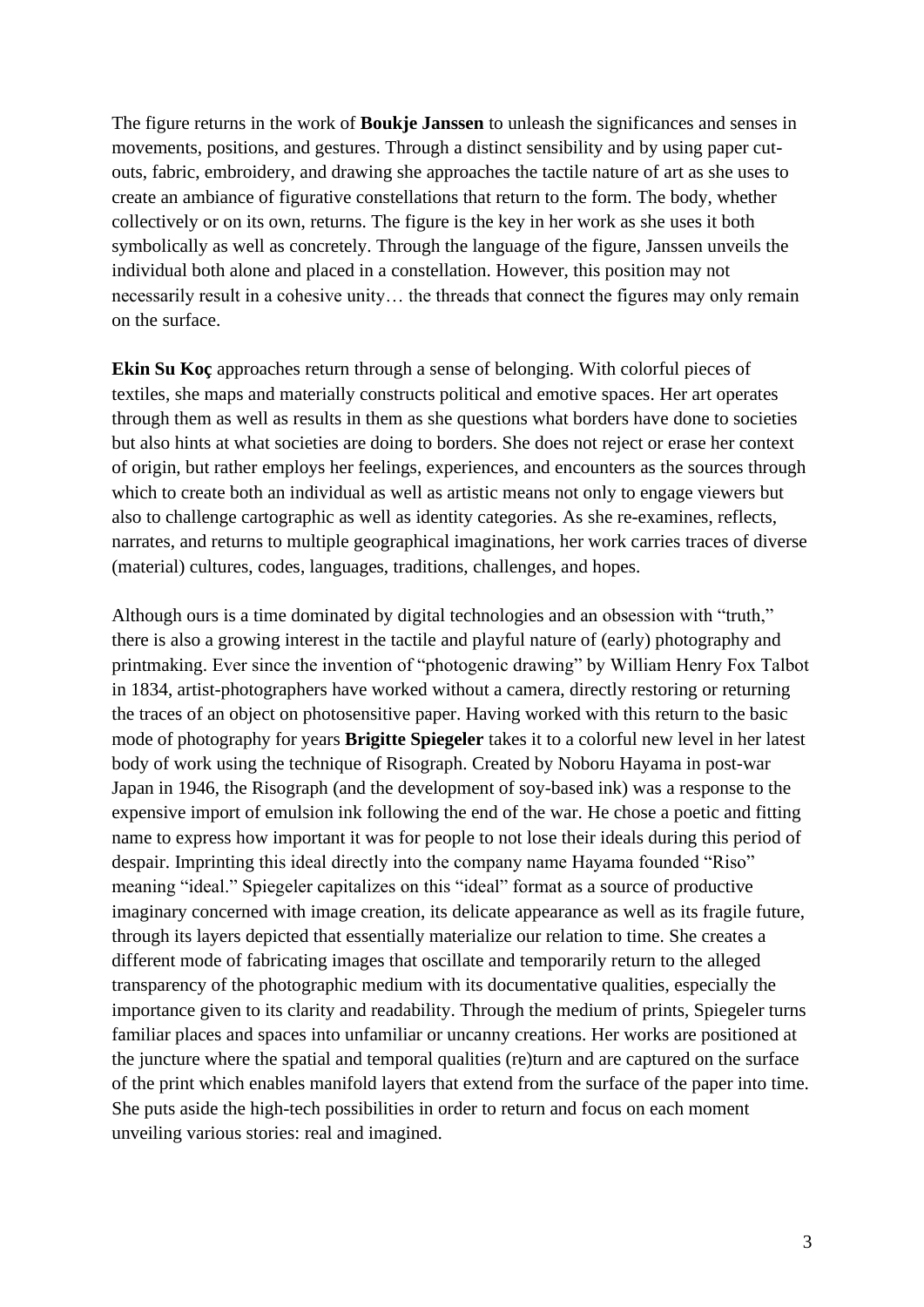The figure returns in the work of **Boukje Janssen** to unleash the significances and senses in movements, positions, and gestures. Through a distinct sensibility and by using paper cut-outs, fabric, embroidery, and drawing she approaches the tactile nature of art as she uses to create an ambiance of figurative constellations that return to the form. The body, whether collectively or on its own, returns. The figure is the key in her work as she uses it both symbolically as well as concretely. Through the language of the figure, Janssen unveils the individual both alone and placed in a constellation. However, this position may not necessarily result in a cohesive unity… the threads that connect the figures may only remain on the surface.

**Ekin Su Koç** approaches return through a sense of belonging. With colorful pieces of textiles, she maps and materially constructs political and emotive spaces. Her art operates through them as well as results in them as she questions what borders have done to societies but also hints at what societies are doing to borders. She does not reject or erase her context of origin, but rather employs her feelings, experiences, and encounters as the sources through which to create both an individual as well as artistic means not only to engage viewers but also to challenge cartographic as well as identity categories. As she re-examines, reflects, narrates, and returns to multiple geographical imaginations, her work carries traces of diverse (material) cultures, codes, languages, traditions, challenges, and hopes.

Although ours is a time dominated by digital technologies and an obsession with "truth," there is also a growing interest in the tactile and playful nature of (early) photography and printmaking. Ever since the invention of "photogenic drawing" by William Henry Fox Talbot in 1834, artist-photographers have worked without a camera, directly restoring or returning the traces of an object on photosensitive paper. Having worked with this return to the basic mode of photography for years **Brigitte Spiegeler** takes it to a colorful new level in her latest body of work using the technique of Risograph. Created by Noboru Hayama in post-war Japan in 1946, the Risograph (and the development of soy-based ink) was a response to the expensive import of emulsion ink following the end of the war. He chose a poetic and fitting name to express how important it was for people to not lose their ideals during this period of despair. Imprinting this ideal directly into the company name Hayama founded "Riso" meaning "ideal." Spiegeler capitalizes on this "ideal" format as a source of productive imaginary concerned with image creation, its delicate appearance as well as its fragile future, through its layers depicted that essentially materialize our relation to time. She creates a different mode of fabricating images that oscillate and temporarily return to the alleged transparency of the photographic medium with its documentative qualities, especially the importance given to its clarity and readability. Through the medium of prints, Spiegeler turns familiar places and spaces into unfamiliar or uncanny creations. Her works are positioned at the juncture where the spatial and temporal qualities (re)turn and are captured on the surface of the print which enables manifold layers that extend from the surface of the paper into time. She puts aside the high-tech possibilities in order to return and focus on each moment unveiling various stories: real and imagined.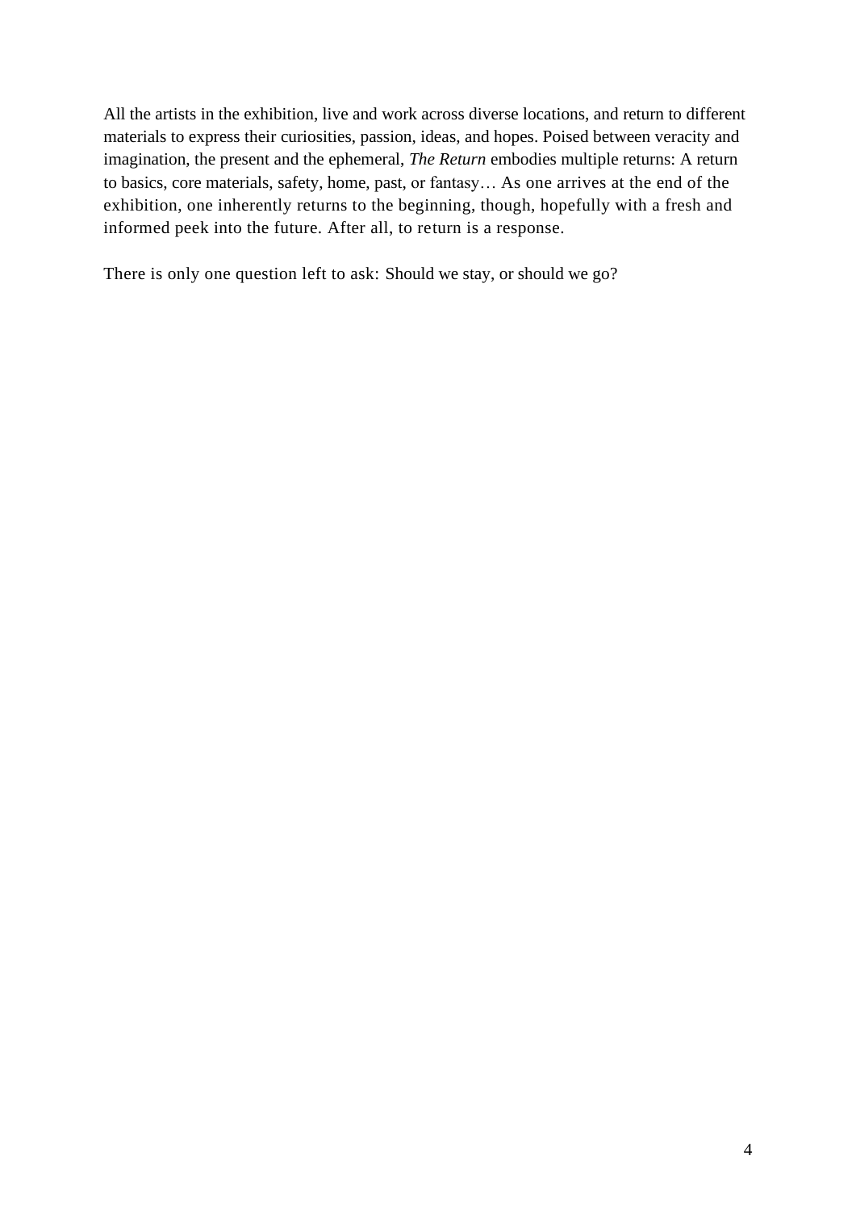All the artists in the exhibition, live and work across diverse locations, and return to different materials to express their curiosities, passion, ideas, and hopes. Poised between veracity and imagination, the present and the ephemeral, *The Return* embodies multiple returns: A return to basics, core materials, safety, home, past, or fantasy… As one arrives at the end of the exhibition, one inherently returns to the beginning, though, hopefully with a fresh and informed peek into the future. After all, to return is a response.

There is only one question left to ask: Should we stay, or should we go?